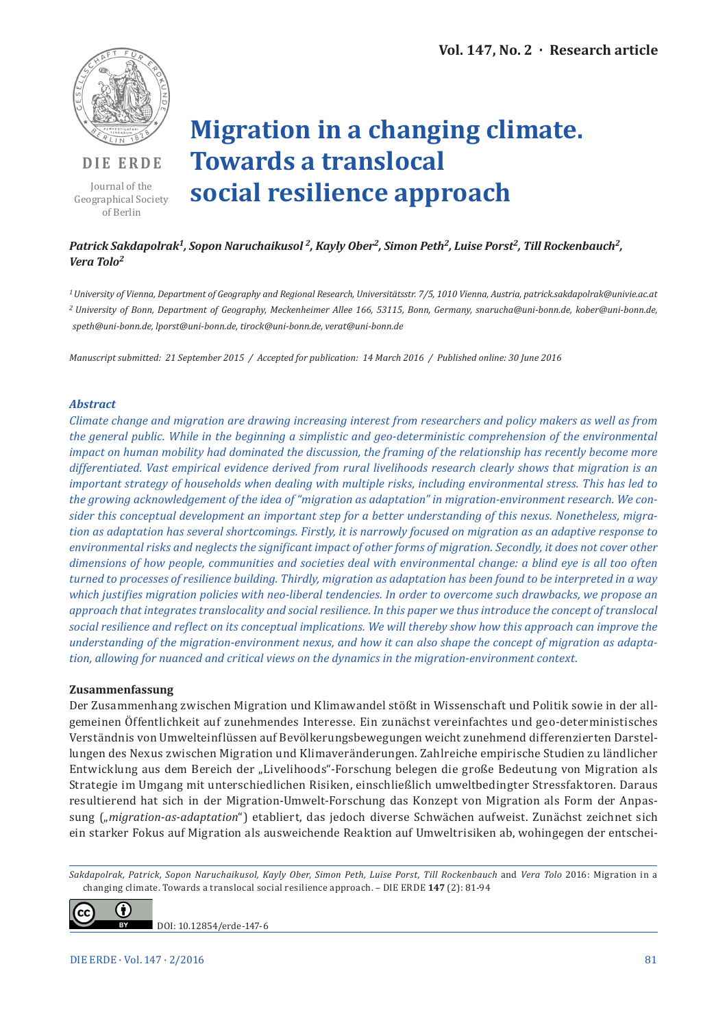# Migration in a changing climate. Towards a translocal social resilience approach

***Patrick Sakdapolrak[1], Sopon Naruchaikusol [2], Kayly Ober[2], Simon Peth[2], Luise Porst[2], Till Rockenbauch[2], Vera Tolo[2]***

*[1] University of Vienna, Department of Geography and Regional Research, Universitätsstr. 7/5, 1010 Vienna, Austria, patrick.sakdapolrak@univie.ac.at*
*[2] University of Bonn, Department of Geography, Meckenheimer Allee 166, 53115, Bonn, Germany, snarucha@uni-bonn.de, kober@uni-bonn.de, speth@uni-bonn.de, lporst@uni-bonn.de, tirock@uni-bonn.de, verat@uni-bonn.de*

*Manuscript submitted: 21 September 2015 / Accepted for publication: 14 March 2016 / Published online: 30 June 2016*

### *Abstract*

*Climate change and migration are drawing increasing interest from researchers and policy makers as well as from the general public. While in the beginning a simplistic and geo-deterministic comprehension of the environmental impact on human mobility had dominated the discussion, the framing of the relationship has recently become more differentiated. Vast empirical evidence derived from rural livelihoods research clearly shows that migration is an important strategy of households when dealing with multiple risks, including environmental stress. This has led to the growing acknowledgement of the idea of "migration as adaptation" in migration-environment research. We consider this conceptual development an important step for a better understanding of this nexus. Nonetheless, migration as adaptation has several shortcomings. Firstly, it is narrowly focused on migration as an adaptive response to environmental risks and neglects the significant impact of other forms of migration. Secondly, it does not cover other dimensions of how people, communities and societies deal with environmental change: a blind eye is all too often turned to processes of resilience building. Thirdly, migration as adaptation has been found to be interpreted in a way which justifies migration policies with neo-liberal tendencies. In order to overcome such drawbacks, we propose an approach that integrates translocality and social resilience. In this paper we thus introduce the concept of translocal social resilience and reflect on its conceptual implications. We will thereby show how this approach can improve the understanding of the migration-environment nexus, and how it can also shape the concept of migration as adaptation, allowing for nuanced and critical views on the dynamics in the migration-environment context.*

### Zusammenfassung

Der Zusammenhang zwischen Migration und Klimawandel stößt in Wissenschaft und Politik sowie in der allgemeinen Öffentlichkeit auf zunehmendes Interesse. Ein zunächst vereinfachtes und geo-deterministisches Verständnis von Umwelteinflüssen auf Bevölkerungsbewegungen weicht zunehmend differenzierten Darstellungen des Nexus zwischen Migration und Klimaveränderungen. Zahlreiche empirische Studien zu ländlicher Entwicklung aus dem Bereich der „Livelihoods"-Forschung belegen die große Bedeutung von Migration als Strategie im Umgang mit unterschiedlichen Risiken, einschließlich umweltbedingter Stressfaktoren. Daraus resultierend hat sich in der Migration-Umwelt-Forschung das Konzept von Migration als Form der Anpassung („*migration-as-adaptation*") etabliert, das jedoch diverse Schwächen aufweist. Zunächst zeichnet sich ein starker Fokus auf Migration als ausweichende Reaktion auf Umweltrisiken ab, wohingegen der entschei-

*Sakdapolrak, Patrick, Sopon Naruchaikusol, Kayly Ober, Simon Peth, Luise Porst, Till Rockenbauch* and *Vera Tolo* 2016: Migration in a changing climate. Towards a translocal social resilience approach. – DIE ERDE **147** (2): 81-94

DOI: 10.12854/erde-147-6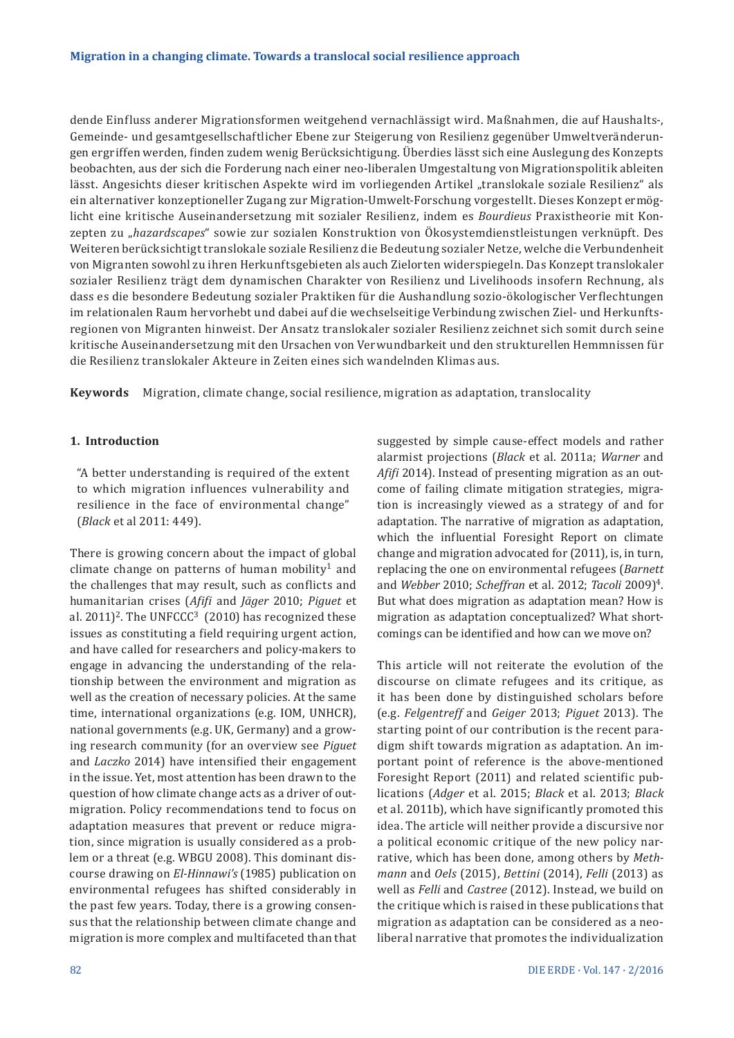dende Einfluss anderer Migrationsformen weitgehend vernachlässigt wird. Maßnahmen, die auf Haushalts-, Gemeinde- und gesamtgesellschaftlicher Ebene zur Steigerung von Resilienz gegenüber Umweltveränderungen ergriffen werden, finden zudem wenig Berücksichtigung. Überdies lässt sich eine Auslegung des Konzepts beobachten, aus der sich die Forderung nach einer neo-liberalen Umgestaltung von Migrationspolitik ableiten lässt. Angesichts dieser kritischen Aspekte wird im vorliegenden Artikel „translokale soziale Resilienz" als ein alternativer konzeptioneller Zugang zur Migration-Umwelt-Forschung vorgestellt. Dieses Konzept ermöglicht eine kritische Auseinandersetzung mit sozialer Resilienz, indem es *Bourdieus* Praxistheorie mit Konzepten zu „*hazardscapes*" sowie zur sozialen Konstruktion von Ökosystemdienstleistungen verknüpft. Des Weiteren berücksichtigt translokale soziale Resilienz die Bedeutung sozialer Netze, welche die Verbundenheit von Migranten sowohl zu ihren Herkunftsgebieten als auch Zielorten widerspiegeln. Das Konzept translokaler sozialer Resilienz trägt dem dynamischen Charakter von Resilienz und Livelihoods insofern Rechnung, als dass es die besondere Bedeutung sozialer Praktiken für die Aushandlung sozio-ökologischer Verflechtungen im relationalen Raum hervorhebt und dabei auf die wechselseitige Verbindung zwischen Ziel- und Herkunftsregionen von Migranten hinweist. Der Ansatz translokaler sozialer Resilienz zeichnet sich somit durch seine kritische Auseinandersetzung mit den Ursachen von Verwundbarkeit und den strukturellen Hemmnissen für die Resilienz translokaler Akteure in Zeiten eines sich wandelnden Klimas aus.

**Keywords** Migration, climate change, social resilience, migration as adaptation, translocality

## 1. Introduction

"A better understanding is required of the extent to which migration influences vulnerability and resilience in the face of environmental change" (*Black* et al 2011: 449).

There is growing concern about the impact of global climate change on patterns of human mobility[1] and the challenges that may result, such as conflicts and humanitarian crises (*Afifi* and *Jäger* 2010; *Piguet* et al. 2011)[2]. The UNFCCC[3] (2010) has recognized these issues as constituting a field requiring urgent action, and have called for researchers and policy-makers to engage in advancing the understanding of the relationship between the environment and migration as well as the creation of necessary policies. At the same time, international organizations (e.g. IOM, UNHCR), national governments (e.g. UK, Germany) and a growing research community (for an overview see *Piguet* and *Laczko* 2014) have intensified their engagement in the issue. Yet, most attention has been drawn to the question of how climate change acts as a driver of out-migration. Policy recommendations tend to focus on adaptation measures that prevent or reduce migration, since migration is usually considered as a problem or a threat (e.g. WBGU 2008). This dominant discourse drawing on *El-Hinnawi's* (1985) publication on environmental refugees has shifted considerably in the past few years. Today, there is a growing consensus that the relationship between climate change and migration is more complex and multifaceted than that suggested by simple cause-effect models and rather alarmist projections (*Black* et al. 2011a; *Warner* and *Afifi* 2014). Instead of presenting migration as an outcome of failing climate mitigation strategies, migration is increasingly viewed as a strategy of and for adaptation. The narrative of migration as adaptation, which the influential Foresight Report on climate change and migration advocated for (2011), is, in turn, replacing the one on environmental refugees (*Barnett* and *Webber* 2010; *Scheffran* et al. 2012; *Tacoli* 2009)[4]. But what does migration as adaptation mean? How is migration as adaptation conceptualized? What shortcomings can be identified and how can we move on?

This article will not reiterate the evolution of the discourse on climate refugees and its critique, as it has been done by distinguished scholars before (e.g. *Felgentreff* and *Geiger* 2013; *Piguet* 2013). The starting point of our contribution is the recent paradigm shift towards migration as adaptation. An important point of reference is the above-mentioned Foresight Report (2011) and related scientific publications (*Adger* et al. 2015; *Black* et al. 2013; *Black* et al. 2011b), which have significantly promoted this idea. The article will neither provide a discursive nor a political economic critique of the new policy narrative, which has been done, among others by *Methmann* and *Oels* (2015), *Bettini* (2014), *Felli* (2013) as well as *Felli* and *Castree* (2012). Instead, we build on the critique which is raised in these publications that migration as adaptation can be considered as a neoliberal narrative that promotes the individualization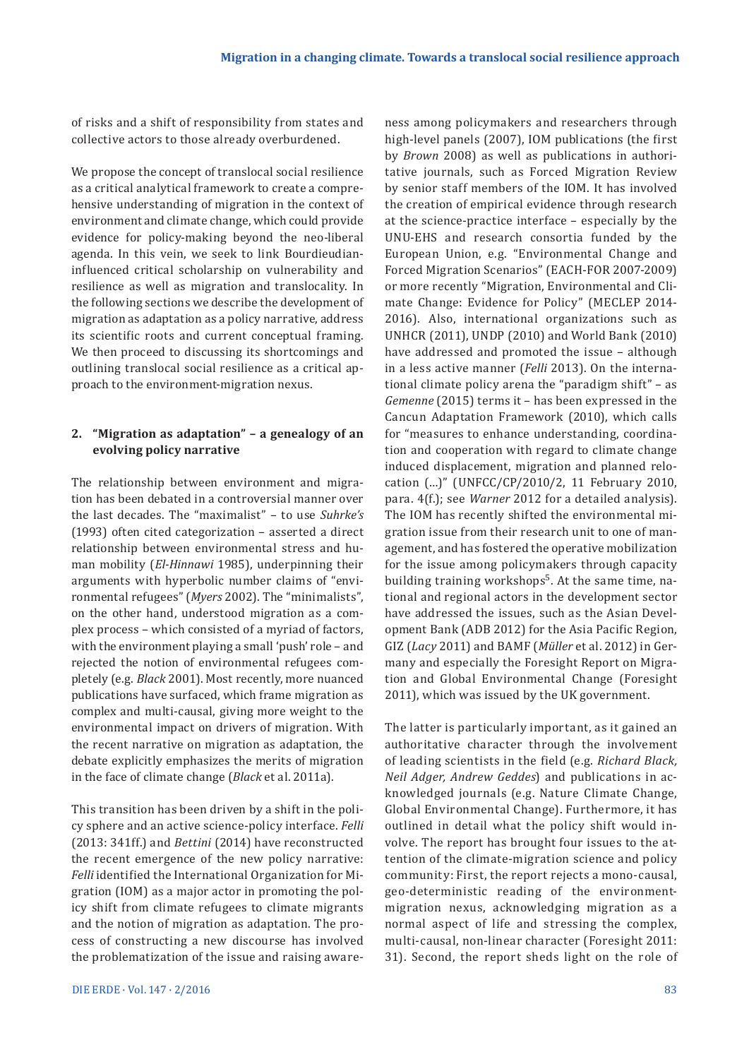of risks and a shift of responsibility from states and collective actors to those already overburdened.

We propose the concept of translocal social resilience as a critical analytical framework to create a comprehensive understanding of migration in the context of environment and climate change, which could provide evidence for policy-making beyond the neo-liberal agenda. In this vein, we seek to link Bourdieudian-influenced critical scholarship on vulnerability and resilience as well as migration and translocality. In the following sections we describe the development of migration as adaptation as a policy narrative, address its scientific roots and current conceptual framing. We then proceed to discussing its shortcomings and outlining translocal social resilience as a critical approach to the environment-migration nexus.

## 2. "Migration as adaptation" – a genealogy of an evolving policy narrative

The relationship between environment and migration has been debated in a controversial manner over the last decades. The "maximalist" – to use *Suhrke's* (1993) often cited categorization – asserted a direct relationship between environmental stress and human mobility (*El-Hinnawi* 1985), underpinning their arguments with hyperbolic number claims of "environmental refugees" (*Myers* 2002). The "minimalists", on the other hand, understood migration as a complex process – which consisted of a myriad of factors, with the environment playing a small 'push' role – and rejected the notion of environmental refugees completely (e.g. *Black* 2001). Most recently, more nuanced publications have surfaced, which frame migration as complex and multi-causal, giving more weight to the environmental impact on drivers of migration. With the recent narrative on migration as adaptation, the debate explicitly emphasizes the merits of migration in the face of climate change (*Black* et al. 2011a).

This transition has been driven by a shift in the policy sphere and an active science-policy interface. *Felli* (2013: 341ff.) and *Bettini* (2014) have reconstructed the recent emergence of the new policy narrative: *Felli* identified the International Organization for Migration (IOM) as a major actor in promoting the policy shift from climate refugees to climate migrants and the notion of migration as adaptation. The process of constructing a new discourse has involved the problematization of the issue and raising awareness among policymakers and researchers through high-level panels (2007), IOM publications (the first by *Brown* 2008) as well as publications in authoritative journals, such as Forced Migration Review by senior staff members of the IOM. It has involved the creation of empirical evidence through research at the science-practice interface – especially by the UNU-EHS and research consortia funded by the European Union, e.g. "Environmental Change and Forced Migration Scenarios" (EACH-FOR 2007-2009) or more recently "Migration, Environmental and Climate Change: Evidence for Policy" (MECLEP 2014-2016). Also, international organizations such as UNHCR (2011), UNDP (2010) and World Bank (2010) have addressed and promoted the issue – although in a less active manner (*Felli* 2013). On the international climate policy arena the "paradigm shift" – as *Gemenne* (2015) terms it – has been expressed in the Cancun Adaptation Framework (2010), which calls for "measures to enhance understanding, coordination and cooperation with regard to climate change induced displacement, migration and planned relocation (…)" (UNFCC/CP/2010/2, 11 February 2010, para. 4(f.); see *Warner* 2012 for a detailed analysis). The IOM has recently shifted the environmental migration issue from their research unit to one of management, and has fostered the operative mobilization for the issue among policymakers through capacity building training workshops[5]. At the same time, national and regional actors in the development sector have addressed the issues, such as the Asian Development Bank (ADB 2012) for the Asia Pacific Region, GIZ (*Lacy* 2011) and BAMF (*Müller* et al. 2012) in Germany and especially the Foresight Report on Migration and Global Environmental Change (Foresight 2011), which was issued by the UK government.

The latter is particularly important, as it gained an authoritative character through the involvement of leading scientists in the field (e.g. *Richard Black, Neil Adger, Andrew Geddes*) and publications in acknowledged journals (e.g. Nature Climate Change, Global Environmental Change). Furthermore, it has outlined in detail what the policy shift would involve. The report has brought four issues to the attention of the climate-migration science and policy community: First, the report rejects a mono-causal, geo-deterministic reading of the environment-migration nexus, acknowledging migration as a normal aspect of life and stressing the complex, multi-causal, non-linear character (Foresight 2011: 31). Second, the report sheds light on the role of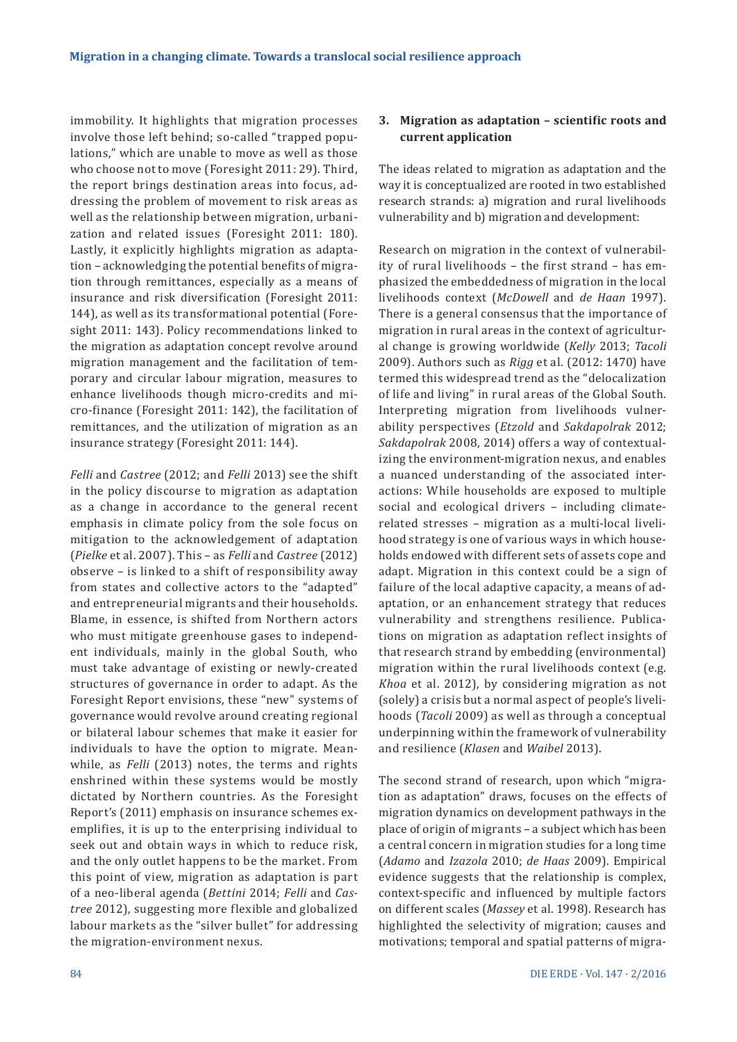immobility. It highlights that migration processes involve those left behind; so-called "trapped populations," which are unable to move as well as those who choose not to move (Foresight 2011: 29). Third, the report brings destination areas into focus, addressing the problem of movement to risk areas as well as the relationship between migration, urbanization and related issues (Foresight 2011: 180). Lastly, it explicitly highlights migration as adaptation – acknowledging the potential benefits of migration through remittances, especially as a means of insurance and risk diversification (Foresight 2011: 144), as well as its transformational potential (Foresight 2011: 143). Policy recommendations linked to the migration as adaptation concept revolve around migration management and the facilitation of temporary and circular labour migration, measures to enhance livelihoods though micro-credits and micro-finance (Foresight 2011: 142), the facilitation of remittances, and the utilization of migration as an insurance strategy (Foresight 2011: 144).

*Felli* and *Castree* (2012; and *Felli* 2013) see the shift in the policy discourse to migration as adaptation as a change in accordance to the general recent emphasis in climate policy from the sole focus on mitigation to the acknowledgement of adaptation (*Pielke* et al. 2007). This – as *Felli* and *Castree* (2012) observe – is linked to a shift of responsibility away from states and collective actors to the "adapted" and entrepreneurial migrants and their households. Blame, in essence, is shifted from Northern actors who must mitigate greenhouse gases to independent individuals, mainly in the global South, who must take advantage of existing or newly-created structures of governance in order to adapt. As the Foresight Report envisions, these "new" systems of governance would revolve around creating regional or bilateral labour schemes that make it easier for individuals to have the option to migrate. Meanwhile, as *Felli* (2013) notes, the terms and rights enshrined within these systems would be mostly dictated by Northern countries. As the Foresight Report's (2011) emphasis on insurance schemes exemplifies, it is up to the enterprising individual to seek out and obtain ways in which to reduce risk, and the only outlet happens to be the market. From this point of view, migration as adaptation is part of a neo-liberal agenda (*Bettini* 2014; *Felli* and *Castree* 2012), suggesting more flexible and globalized labour markets as the "silver bullet" for addressing the migration-environment nexus.

## 3. Migration as adaptation – scientific roots and current application

The ideas related to migration as adaptation and the way it is conceptualized are rooted in two established research strands: a) migration and rural livelihoods vulnerability and b) migration and development:

Research on migration in the context of vulnerability of rural livelihoods – the first strand – has emphasized the embeddedness of migration in the local livelihoods context (*McDowell* and *de Haan* 1997). There is a general consensus that the importance of migration in rural areas in the context of agricultural change is growing worldwide (*Kelly* 2013; *Tacoli* 2009). Authors such as *Rigg* et al. (2012: 1470) have termed this widespread trend as the "delocalization of life and living" in rural areas of the Global South. Interpreting migration from livelihoods vulnerability perspectives (*Etzold* and *Sakdapolrak* 2012; *Sakdapolrak* 2008, 2014) offers a way of contextualizing the environment-migration nexus, and enables a nuanced understanding of the associated interactions: While households are exposed to multiple social and ecological drivers – including climate-related stresses – migration as a multi-local livelihood strategy is one of various ways in which households endowed with different sets of assets cope and adapt. Migration in this context could be a sign of failure of the local adaptive capacity, a means of adaptation, or an enhancement strategy that reduces vulnerability and strengthens resilience. Publications on migration as adaptation reflect insights of that research strand by embedding (environmental) migration within the rural livelihoods context (e.g. *Khoa* et al. 2012), by considering migration as not (solely) a crisis but a normal aspect of people's livelihoods (*Tacoli* 2009) as well as through a conceptual underpinning within the framework of vulnerability and resilience (*Klasen* and *Waibel* 2013).

The second strand of research, upon which "migration as adaptation" draws, focuses on the effects of migration dynamics on development pathways in the place of origin of migrants – a subject which has been a central concern in migration studies for a long time (*Adamo* and *Izazola* 2010; *de Haas* 2009). Empirical evidence suggests that the relationship is complex, context-specific and influenced by multiple factors on different scales (*Massey* et al. 1998). Research has highlighted the selectivity of migration; causes and motivations; temporal and spatial patterns of migra-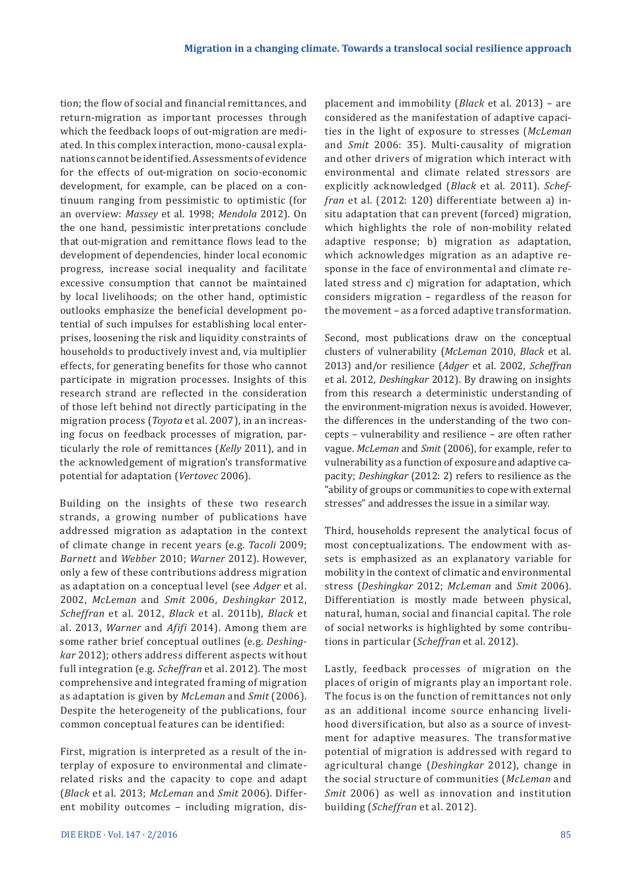tion; the flow of social and financial remittances, and return-migration as important processes through which the feedback loops of out-migration are mediated. In this complex interaction, mono-causal explanations cannot be identified. Assessments of evidence for the effects of out-migration on socio-economic development, for example, can be placed on a continuum ranging from pessimistic to optimistic (for an overview: *Massey* et al. 1998; *Mendola* 2012). On the one hand, pessimistic interpretations conclude that out-migration and remittance flows lead to the development of dependencies, hinder local economic progress, increase social inequality and facilitate excessive consumption that cannot be maintained by local livelihoods; on the other hand, optimistic outlooks emphasize the beneficial development potential of such impulses for establishing local enterprises, loosening the risk and liquidity constraints of households to productively invest and, via multiplier effects, for generating benefits for those who cannot participate in migration processes. Insights of this research strand are reflected in the consideration of those left behind not directly participating in the migration process (*Toyota* et al. 2007), in an increasing focus on feedback processes of migration, particularly the role of remittances (*Kelly* 2011), and in the acknowledgement of migration's transformative potential for adaptation (*Vertovec* 2006).

Building on the insights of these two research strands, a growing number of publications have addressed migration as adaptation in the context of climate change in recent years (e.g. *Tacoli* 2009; *Barnett* and *Webber* 2010; *Warner* 2012). However, only a few of these contributions address migration as adaptation on a conceptual level (see *Adger* et al. 2002, *McLeman* and *Smit* 2006, *Deshingkar* 2012, *Scheffran* et al. 2012, *Black* et al. 2011b), *Black* et al. 2013, *Warner* and *Afifi* 2014). Among them are some rather brief conceptual outlines (e.g. *Deshingkar* 2012); others address different aspects without full integration (e.g. *Scheffran* et al. 2012). The most comprehensive and integrated framing of migration as adaptation is given by *McLeman* and *Smit* (2006). Despite the heterogeneity of the publications, four common conceptual features can be identified:

First, migration is interpreted as a result of the interplay of exposure to environmental and climate-related risks and the capacity to cope and adapt (*Black* et al. 2013; *McLeman* and *Smit* 2006). Different mobility outcomes – including migration, displacement and immobility (*Black* et al. 2013) – are considered as the manifestation of adaptive capacities in the light of exposure to stresses (*McLeman* and *Smit* 2006: 35). Multi-causality of migration and other drivers of migration which interact with environmental and climate related stressors are explicitly acknowledged (*Black* et al. 2011). *Scheffran* et al. (2012: 120) differentiate between a) in-situ adaptation that can prevent (forced) migration, which highlights the role of non-mobility related adaptive response; b) migration as adaptation, which acknowledges migration as an adaptive response in the face of environmental and climate related stress and c) migration for adaptation, which considers migration – regardless of the reason for the movement – as a forced adaptive transformation.

Second, most publications draw on the conceptual clusters of vulnerability (*McLeman* 2010, *Black* et al. 2013) and/or resilience (*Adger* et al. 2002, *Scheffran* et al. 2012, *Deshingkar* 2012). By drawing on insights from this research a deterministic understanding of the environment-migration nexus is avoided. However, the differences in the understanding of the two concepts – vulnerability and resilience – are often rather vague. *McLeman* and *Smit* (2006), for example, refer to vulnerability as a function of exposure and adaptive capacity; *Deshingkar* (2012: 2) refers to resilience as the "ability of groups or communities to cope with external stresses" and addresses the issue in a similar way.

Third, households represent the analytical focus of most conceptualizations. The endowment with assets is emphasized as an explanatory variable for mobility in the context of climatic and environmental stress (*Deshingkar* 2012; *McLeman* and *Smit* 2006). Differentiation is mostly made between physical, natural, human, social and financial capital. The role of social networks is highlighted by some contributions in particular (*Scheffran* et al. 2012).

Lastly, feedback processes of migration on the places of origin of migrants play an important role. The focus is on the function of remittances not only as an additional income source enhancing livelihood diversification, but also as a source of investment for adaptive measures. The transformative potential of migration is addressed with regard to agricultural change (*Deshingkar* 2012), change in the social structure of communities (*McLeman* and *Smit* 2006) as well as innovation and institution building (*Scheffran* et al. 2012).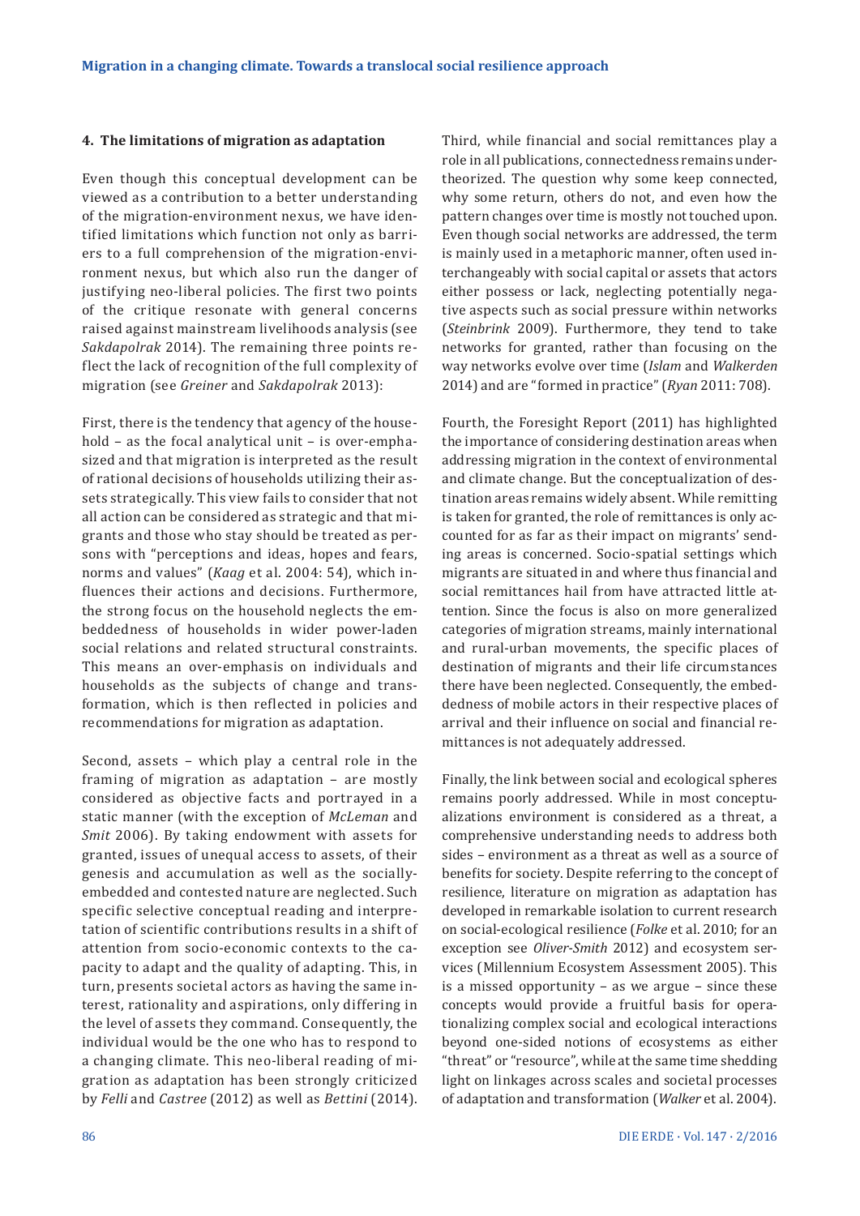## 4. The limitations of migration as adaptation

Even though this conceptual development can be viewed as a contribution to a better understanding of the migration-environment nexus, we have identified limitations which function not only as barriers to a full comprehension of the migration-environment nexus, but which also run the danger of justifying neo-liberal policies. The first two points of the critique resonate with general concerns raised against mainstream livelihoods analysis (see *Sakdapolrak* 2014). The remaining three points reflect the lack of recognition of the full complexity of migration (see *Greiner* and *Sakdapolrak* 2013):

First, there is the tendency that agency of the household – as the focal analytical unit – is over-emphasized and that migration is interpreted as the result of rational decisions of households utilizing their assets strategically. This view fails to consider that not all action can be considered as strategic and that migrants and those who stay should be treated as persons with "perceptions and ideas, hopes and fears, norms and values" (*Kaag* et al. 2004: 54), which influences their actions and decisions. Furthermore, the strong focus on the household neglects the embeddedness of households in wider power-laden social relations and related structural constraints. This means an over-emphasis on individuals and households as the subjects of change and transformation, which is then reflected in policies and recommendations for migration as adaptation.

Second, assets – which play a central role in the framing of migration as adaptation – are mostly considered as objective facts and portrayed in a static manner (with the exception of *McLeman* and *Smit* 2006). By taking endowment with assets for granted, issues of unequal access to assets, of their genesis and accumulation as well as the socially-embedded and contested nature are neglected. Such specific selective conceptual reading and interpretation of scientific contributions results in a shift of attention from socio-economic contexts to the capacity to adapt and the quality of adapting. This, in turn, presents societal actors as having the same interest, rationality and aspirations, only differing in the level of assets they command. Consequently, the individual would be the one who has to respond to a changing climate. This neo-liberal reading of migration as adaptation has been strongly criticized by *Felli* and *Castree* (2012) as well as *Bettini* (2014).

Third, while financial and social remittances play a role in all publications, connectedness remains undertheorized. The question why some keep connected, why some return, others do not, and even how the pattern changes over time is mostly not touched upon. Even though social networks are addressed, the term is mainly used in a metaphoric manner, often used interchangeably with social capital or assets that actors either possess or lack, neglecting potentially negative aspects such as social pressure within networks (*Steinbrink* 2009). Furthermore, they tend to take networks for granted, rather than focusing on the way networks evolve over time (*Islam* and *Walkerden* 2014) and are "formed in practice" (*Ryan* 2011: 708).

Fourth, the Foresight Report (2011) has highlighted the importance of considering destination areas when addressing migration in the context of environmental and climate change. But the conceptualization of destination areas remains widely absent. While remitting is taken for granted, the role of remittances is only accounted for as far as their impact on migrants' sending areas is concerned. Socio-spatial settings which migrants are situated in and where thus financial and social remittances hail from have attracted little attention. Since the focus is also on more generalized categories of migration streams, mainly international and rural-urban movements, the specific places of destination of migrants and their life circumstances there have been neglected. Consequently, the embeddedness of mobile actors in their respective places of arrival and their influence on social and financial remittances is not adequately addressed.

Finally, the link between social and ecological spheres remains poorly addressed. While in most conceptualizations environment is considered as a threat, a comprehensive understanding needs to address both sides – environment as a threat as well as a source of benefits for society. Despite referring to the concept of resilience, literature on migration as adaptation has developed in remarkable isolation to current research on social-ecological resilience (*Folke* et al. 2010; for an exception see *Oliver-Smith* 2012) and ecosystem services (Millennium Ecosystem Assessment 2005). This is a missed opportunity – as we argue – since these concepts would provide a fruitful basis for operationalizing complex social and ecological interactions beyond one-sided notions of ecosystems as either "threat" or "resource", while at the same time shedding light on linkages across scales and societal processes of adaptation and transformation (*Walker* et al. 2004).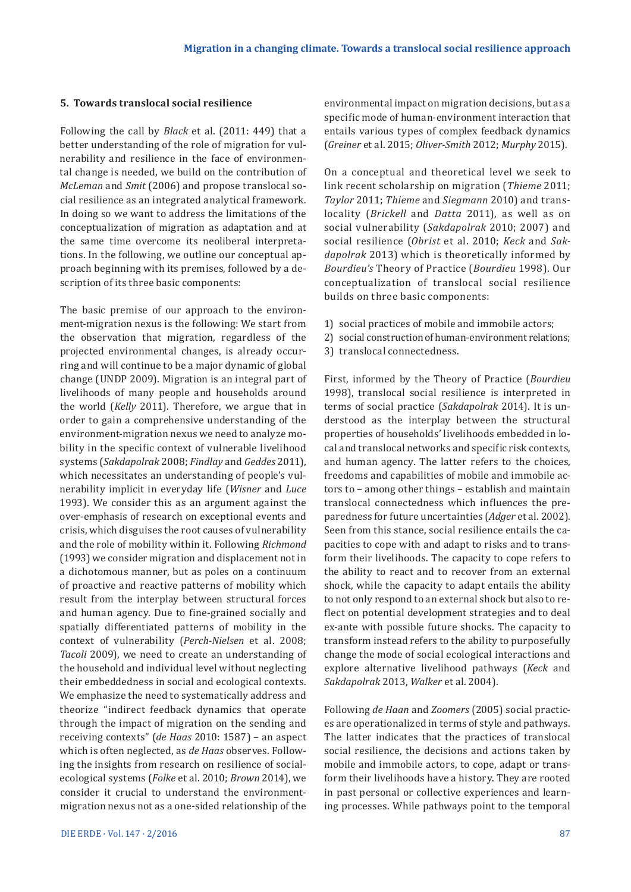## 5. Towards translocal social resilience

Following the call by *Black* et al. (2011: 449) that a better understanding of the role of migration for vulnerability and resilience in the face of environmental change is needed, we build on the contribution of *McLeman* and *Smit* (2006) and propose translocal social resilience as an integrated analytical framework. In doing so we want to address the limitations of the conceptualization of migration as adaptation and at the same time overcome its neoliberal interpretations. In the following, we outline our conceptual approach beginning with its premises, followed by a description of its three basic components:

The basic premise of our approach to the environment-migration nexus is the following: We start from the observation that migration, regardless of the projected environmental changes, is already occurring and will continue to be a major dynamic of global change (UNDP 2009). Migration is an integral part of livelihoods of many people and households around the world (*Kelly* 2011). Therefore, we argue that in order to gain a comprehensive understanding of the environment-migration nexus we need to analyze mobility in the specific context of vulnerable livelihood systems (*Sakdapolrak* 2008; *Findlay* and *Geddes* 2011), which necessitates an understanding of people's vulnerability implicit in everyday life (*Wisner* and *Luce* 1993). We consider this as an argument against the over-emphasis of research on exceptional events and crisis, which disguises the root causes of vulnerability and the role of mobility within it. Following *Richmond* (1993) we consider migration and displacement not in a dichotomous manner, but as poles on a continuum of proactive and reactive patterns of mobility which result from the interplay between structural forces and human agency. Due to fine-grained socially and spatially differentiated patterns of mobility in the context of vulnerability (*Perch-Nielsen* et al. 2008; *Tacoli* 2009), we need to create an understanding of the household and individual level without neglecting their embeddedness in social and ecological contexts. We emphasize the need to systematically address and theorize "indirect feedback dynamics that operate through the impact of migration on the sending and receiving contexts" (*de Haas* 2010: 1587) – an aspect which is often neglected, as *de Haas* observes. Following the insights from research on resilience of social-ecological systems (*Folke* et al. 2010; *Brown* 2014), we consider it crucial to understand the environment-migration nexus not as a one-sided relationship of the environmental impact on migration decisions, but as a specific mode of human-environment interaction that entails various types of complex feedback dynamics (*Greiner* et al. 2015; *Oliver-Smith* 2012; *Murphy* 2015).

On a conceptual and theoretical level we seek to link recent scholarship on migration (*Thieme* 2011; *Taylor* 2011; *Thieme* and *Siegmann* 2010) and translocality (*Brickell* and *Datta* 2011), as well as on social vulnerability (*Sakdapolrak* 2010; 2007) and social resilience (*Obrist* et al. 2010; *Keck* and *Sakdapolrak* 2013) which is theoretically informed by *Bourdieu's* Theory of Practice (*Bourdieu* 1998). Our conceptualization of translocal social resilience builds on three basic components:

1) social practices of mobile and immobile actors;
2) social construction of human-environment relations;
3) translocal connectedness.

First, informed by the Theory of Practice (*Bourdieu* 1998), translocal social resilience is interpreted in terms of social practice (*Sakdapolrak* 2014). It is understood as the interplay between the structural properties of households' livelihoods embedded in local and translocal networks and specific risk contexts, and human agency. The latter refers to the choices, freedoms and capabilities of mobile and immobile actors to – among other things – establish and maintain translocal connectedness which influences the preparedness for future uncertainties (*Adger* et al. 2002). Seen from this stance, social resilience entails the capacities to cope with and adapt to risks and to transform their livelihoods. The capacity to cope refers to the ability to react and to recover from an external shock, while the capacity to adapt entails the ability to not only respond to an external shock but also to reflect on potential development strategies and to deal ex-ante with possible future shocks. The capacity to transform instead refers to the ability to purposefully change the mode of social ecological interactions and explore alternative livelihood pathways (*Keck* and *Sakdapolrak* 2013, *Walker* et al. 2004).

Following *de Haan* and *Zoomers* (2005) social practices are operationalized in terms of style and pathways. The latter indicates that the practices of translocal social resilience, the decisions and actions taken by mobile and immobile actors, to cope, adapt or transform their livelihoods have a history. They are rooted in past personal or collective experiences and learning processes. While pathways point to the temporal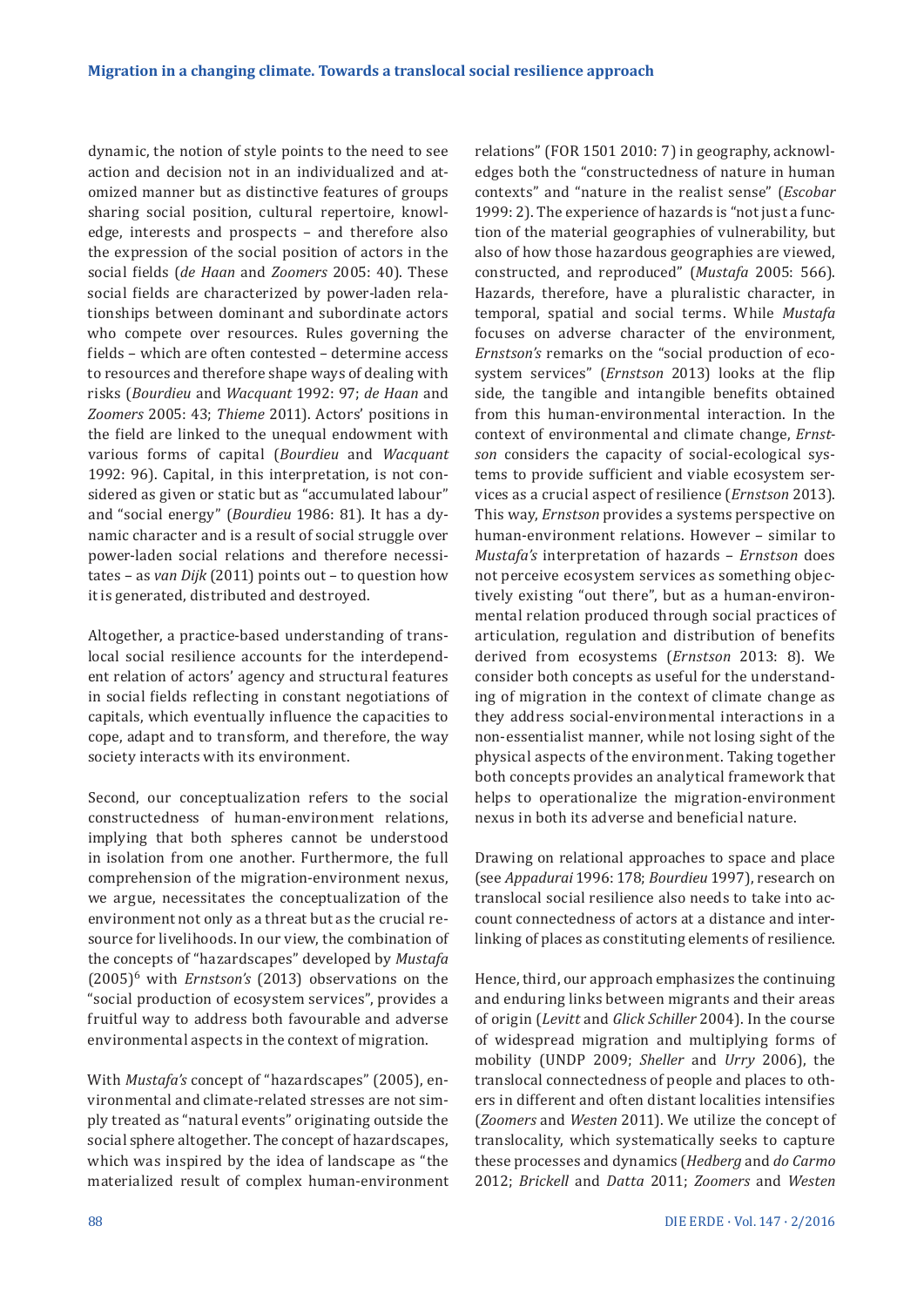dynamic, the notion of style points to the need to see action and decision not in an individualized and atomized manner but as distinctive features of groups sharing social position, cultural repertoire, knowledge, interests and prospects – and therefore also the expression of the social position of actors in the social fields (*de Haan* and *Zoomers* 2005: 40). These social fields are characterized by power-laden relationships between dominant and subordinate actors who compete over resources. Rules governing the fields – which are often contested – determine access to resources and therefore shape ways of dealing with risks (*Bourdieu* and *Wacquant* 1992: 97; *de Haan* and *Zoomers* 2005: 43; *Thieme* 2011). Actors' positions in the field are linked to the unequal endowment with various forms of capital (*Bourdieu* and *Wacquant* 1992: 96). Capital, in this interpretation, is not considered as given or static but as "accumulated labour" and "social energy" (*Bourdieu* 1986: 81). It has a dynamic character and is a result of social struggle over power-laden social relations and therefore necessitates – as *van Dijk* (2011) points out – to question how it is generated, distributed and destroyed.

Altogether, a practice-based understanding of translocal social resilience accounts for the interdependent relation of actors' agency and structural features in social fields reflecting in constant negotiations of capitals, which eventually influence the capacities to cope, adapt and to transform, and therefore, the way society interacts with its environment.

Second, our conceptualization refers to the social constructedness of human-environment relations, implying that both spheres cannot be understood in isolation from one another. Furthermore, the full comprehension of the migration-environment nexus, we argue, necessitates the conceptualization of the environment not only as a threat but as the crucial resource for livelihoods. In our view, the combination of the concepts of "hazardscapes" developed by *Mustafa* (2005)[6] with *Ernstson's* (2013) observations on the "social production of ecosystem services", provides a fruitful way to address both favourable and adverse environmental aspects in the context of migration.

With *Mustafa's* concept of "hazardscapes" (2005), environmental and climate-related stresses are not simply treated as "natural events" originating outside the social sphere altogether. The concept of hazardscapes, which was inspired by the idea of landscape as "the materialized result of complex human-environment relations" (FOR 1501 2010: 7) in geography, acknowledges both the "constructedness of nature in human contexts" and "nature in the realist sense" (*Escobar* 1999: 2). The experience of hazards is "not just a function of the material geographies of vulnerability, but also of how those hazardous geographies are viewed, constructed, and reproduced" (*Mustafa* 2005: 566). Hazards, therefore, have a pluralistic character, in temporal, spatial and social terms. While *Mustafa* focuses on adverse character of the environment, *Ernstson's* remarks on the "social production of ecosystem services" (*Ernstson* 2013) looks at the flip side, the tangible and intangible benefits obtained from this human-environmental interaction. In the context of environmental and climate change, *Ernstson* considers the capacity of social-ecological systems to provide sufficient and viable ecosystem services as a crucial aspect of resilience (*Ernstson* 2013). This way, *Ernstson* provides a systems perspective on human-environment relations. However – similar to *Mustafa's* interpretation of hazards – *Ernstson* does not perceive ecosystem services as something objectively existing "out there", but as a human-environmental relation produced through social practices of articulation, regulation and distribution of benefits derived from ecosystems (*Ernstson* 2013: 8). We consider both concepts as useful for the understanding of migration in the context of climate change as they address social-environmental interactions in a non-essentialist manner, while not losing sight of the physical aspects of the environment. Taking together both concepts provides an analytical framework that helps to operationalize the migration-environment nexus in both its adverse and beneficial nature.

Drawing on relational approaches to space and place (see *Appadurai* 1996: 178; *Bourdieu* 1997), research on translocal social resilience also needs to take into account connectedness of actors at a distance and interlinking of places as constituting elements of resilience.

Hence, third, our approach emphasizes the continuing and enduring links between migrants and their areas of origin (*Levitt* and *Glick Schiller* 2004). In the course of widespread migration and multiplying forms of mobility (UNDP 2009; *Sheller* and *Urry* 2006), the translocal connectedness of people and places to others in different and often distant localities intensifies (*Zoomers* and *Westen* 2011). We utilize the concept of translocality, which systematically seeks to capture these processes and dynamics (*Hedberg* and *do Carmo* 2012; *Brickell* and *Datta* 2011; *Zoomers* and *Westen*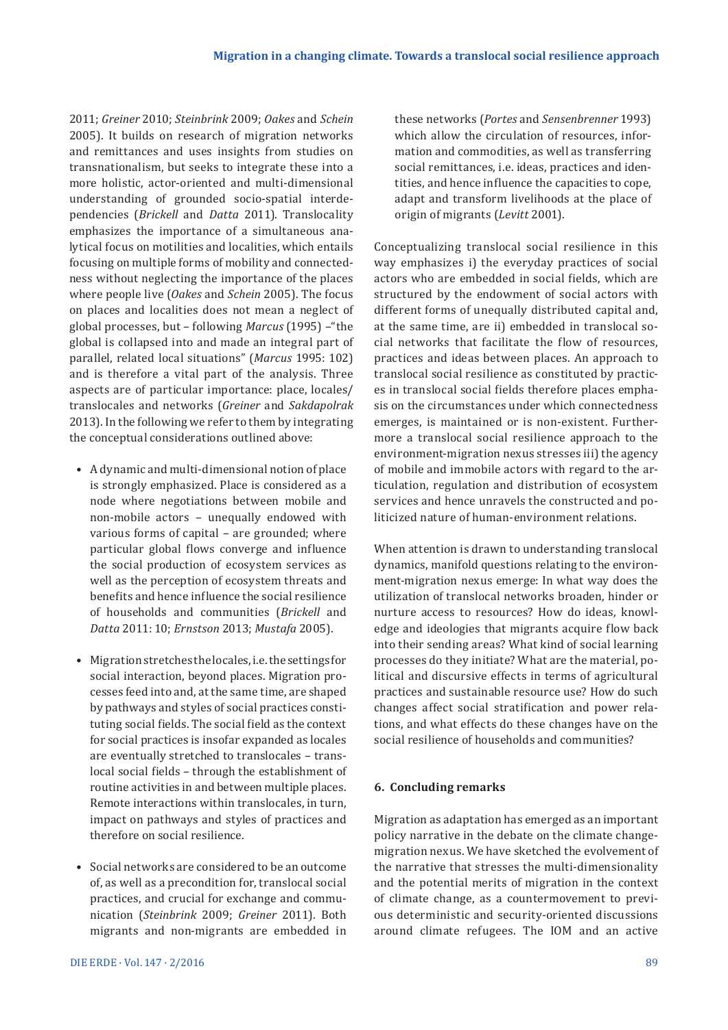2011; *Greiner* 2010; *Steinbrink* 2009; *Oakes* and *Schein* 2005). It builds on research of migration networks and remittances and uses insights from studies on transnationalism, but seeks to integrate these into a more holistic, actor-oriented and multi-dimensional understanding of grounded socio-spatial interdependencies (*Brickell* and *Datta* 2011). Translocality emphasizes the importance of a simultaneous analytical focus on motilities and localities, which entails focusing on multiple forms of mobility and connectedness without neglecting the importance of the places where people live (*Oakes* and *Schein* 2005). The focus on places and localities does not mean a neglect of global processes, but – following *Marcus* (1995) –"the global is collapsed into and made an integral part of parallel, related local situations" (*Marcus* 1995: 102) and is therefore a vital part of the analysis. Three aspects are of particular importance: place, locales/translocales and networks (*Greiner* and *Sakdapolrak* 2013). In the following we refer to them by integrating the conceptual considerations outlined above:

- A dynamic and multi-dimensional notion of place is strongly emphasized. Place is considered as a node where negotiations between mobile and non-mobile actors – unequally endowed with various forms of capital – are grounded; where particular global flows converge and influence the social production of ecosystem services as well as the perception of ecosystem threats and benefits and hence influence the social resilience of households and communities (*Brickell* and *Datta* 2011: 10; *Ernstson* 2013; *Mustafa* 2005).
- Migration stretches the locales, i.e. the settings for social interaction, beyond places. Migration processes feed into and, at the same time, are shaped by pathways and styles of social practices constituting social fields. The social field as the context for social practices is insofar expanded as locales are eventually stretched to translocales – translocal social fields – through the establishment of routine activities in and between multiple places. Remote interactions within translocales, in turn, impact on pathways and styles of practices and therefore on social resilience.
- Social networks are considered to be an outcome of, as well as a precondition for, translocal social practices, and crucial for exchange and communication (*Steinbrink* 2009; *Greiner* 2011). Both migrants and non-migrants are embedded in these networks (*Portes* and *Sensenbrenner* 1993) which allow the circulation of resources, information and commodities, as well as transferring social remittances, i.e. ideas, practices and identities, and hence influence the capacities to cope, adapt and transform livelihoods at the place of origin of migrants (*Levitt* 2001).

Conceptualizing translocal social resilience in this way emphasizes i) the everyday practices of social actors who are embedded in social fields, which are structured by the endowment of social actors with different forms of unequally distributed capital and, at the same time, are ii) embedded in translocal social networks that facilitate the flow of resources, practices and ideas between places. An approach to translocal social resilience as constituted by practices in translocal social fields therefore places emphasis on the circumstances under which connectedness emerges, is maintained or is non-existent. Furthermore a translocal social resilience approach to the environment-migration nexus stresses iii) the agency of mobile and immobile actors with regard to the articulation, regulation and distribution of ecosystem services and hence unravels the constructed and politicized nature of human-environment relations.

When attention is drawn to understanding translocal dynamics, manifold questions relating to the environment-migration nexus emerge: In what way does the utilization of translocal networks broaden, hinder or nurture access to resources? How do ideas, knowledge and ideologies that migrants acquire flow back into their sending areas? What kind of social learning processes do they initiate? What are the material, political and discursive effects in terms of agricultural practices and sustainable resource use? How do such changes affect social stratification and power relations, and what effects do these changes have on the social resilience of households and communities?

## 6. Concluding remarks

Migration as adaptation has emerged as an important policy narrative in the debate on the climate change-migration nexus. We have sketched the evolvement of the narrative that stresses the multi-dimensionality and the potential merits of migration in the context of climate change, as a countermovement to previous deterministic and security-oriented discussions around climate refugees. The IOM and an active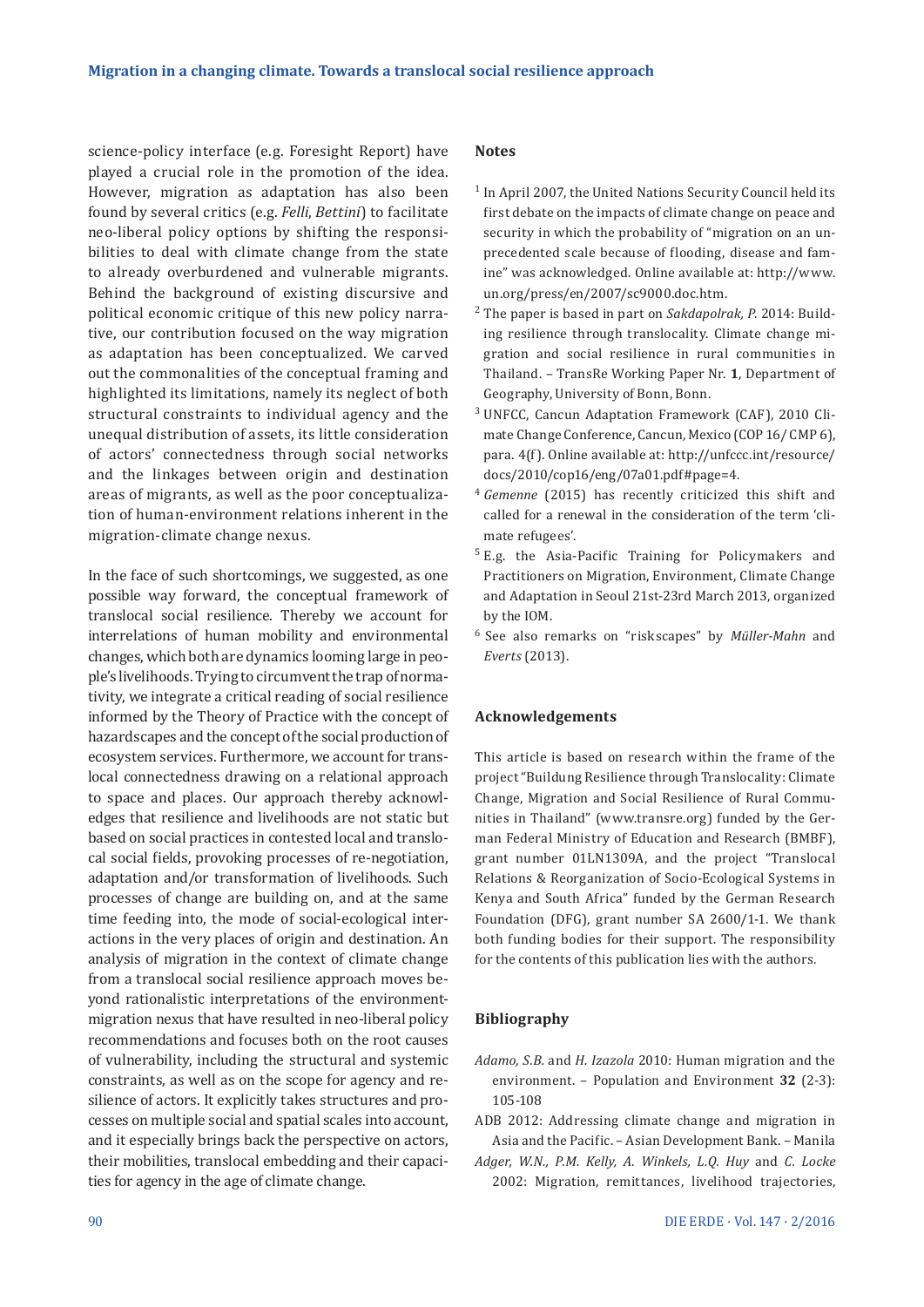science-policy interface (e.g. Foresight Report) have played a crucial role in the promotion of the idea. However, migration as adaptation has also been found by several critics (e.g. *Felli*, *Bettini*) to facilitate neo-liberal policy options by shifting the responsibilities to deal with climate change from the state to already overburdened and vulnerable migrants. Behind the background of existing discursive and political economic critique of this new policy narrative, our contribution focused on the way migration as adaptation has been conceptualized. We carved out the commonalities of the conceptual framing and highlighted its limitations, namely its neglect of both structural constraints to individual agency and the unequal distribution of assets, its little consideration of actors' connectedness through social networks and the linkages between origin and destination areas of migrants, as well as the poor conceptualization of human-environment relations inherent in the migration-climate change nexus.

In the face of such shortcomings, we suggested, as one possible way forward, the conceptual framework of translocal social resilience. Thereby we account for interrelations of human mobility and environmental changes, which both are dynamics looming large in people's livelihoods. Trying to circumvent the trap of normativity, we integrate a critical reading of social resilience informed by the Theory of Practice with the concept of hazardscapes and the concept of the social production of ecosystem services. Furthermore, we account for translocal connectedness drawing on a relational approach to space and places. Our approach thereby acknowledges that resilience and livelihoods are not static but based on social practices in contested local and translocal social fields, provoking processes of re-negotiation, adaptation and/or transformation of livelihoods. Such processes of change are building on, and at the same time feeding into, the mode of social-ecological interactions in the very places of origin and destination. An analysis of migration in the context of climate change from a translocal social resilience approach moves beyond rationalistic interpretations of the environment-migration nexus that have resulted in neo-liberal policy recommendations and focuses both on the root causes of vulnerability, including the structural and systemic constraints, as well as on the scope for agency and resilience of actors. It explicitly takes structures and processes on multiple social and spatial scales into account, and it especially brings back the perspective on actors, their mobilities, translocal embedding and their capacities for agency in the age of climate change.

## Notes

[1] In April 2007, the United Nations Security Council held its first debate on the impacts of climate change on peace and security in which the probability of "migration on an unprecedented scale because of flooding, disease and famine" was acknowledged. Online available at: http://www.un.org/press/en/2007/sc9000.doc.htm.

[2] The paper is based in part on *Sakdapolrak, P.* 2014: Building resilience through translocality. Climate change migration and social resilience in rural communities in Thailand. – TransRe Working Paper Nr. **1**, Department of Geography, University of Bonn, Bonn.

[3] UNFCC, Cancun Adaptation Framework (CAF), 2010 Climate Change Conference, Cancun, Mexico (COP 16/ CMP 6), para. 4(f). Online available at: http://unfccc.int/resource/docs/2010/cop16/eng/07a01.pdf#page=4.

[4] *Gemenne* (2015) has recently criticized this shift and called for a renewal in the consideration of the term 'climate refugees'.

[5] E.g. the Asia-Pacific Training for Policymakers and Practitioners on Migration, Environment, Climate Change and Adaptation in Seoul 21st-23rd March 2013, organized by the IOM.

[6] See also remarks on "riskscapes" by *Müller-Mahn* and *Everts* (2013).

## Acknowledgements

This article is based on research within the frame of the project "Buildung Resilience through Translocality: Climate Change, Migration and Social Resilience of Rural Communities in Thailand" (www.transre.org) funded by the German Federal Ministry of Education and Research (BMBF), grant number 01LN1309A, and the project "Translocal Relations & Reorganization of Socio-Ecological Systems in Kenya and South Africa" funded by the German Research Foundation (DFG), grant number SA 2600/1-1. We thank both funding bodies for their support. The responsibility for the contents of this publication lies with the authors.

## Bibliography

*Adamo, S.B.* and *H. Izazola* 2010: Human migration and the environment. – Population and Environment **32** (2-3): 105-108

ADB 2012: Addressing climate change and migration in Asia and the Pacific. – Asian Development Bank. – Manila

*Adger, W.N., P.M. Kelly, A. Winkels, L.Q. Huy* and *C. Locke* 2002: Migration, remittances, livelihood trajectories,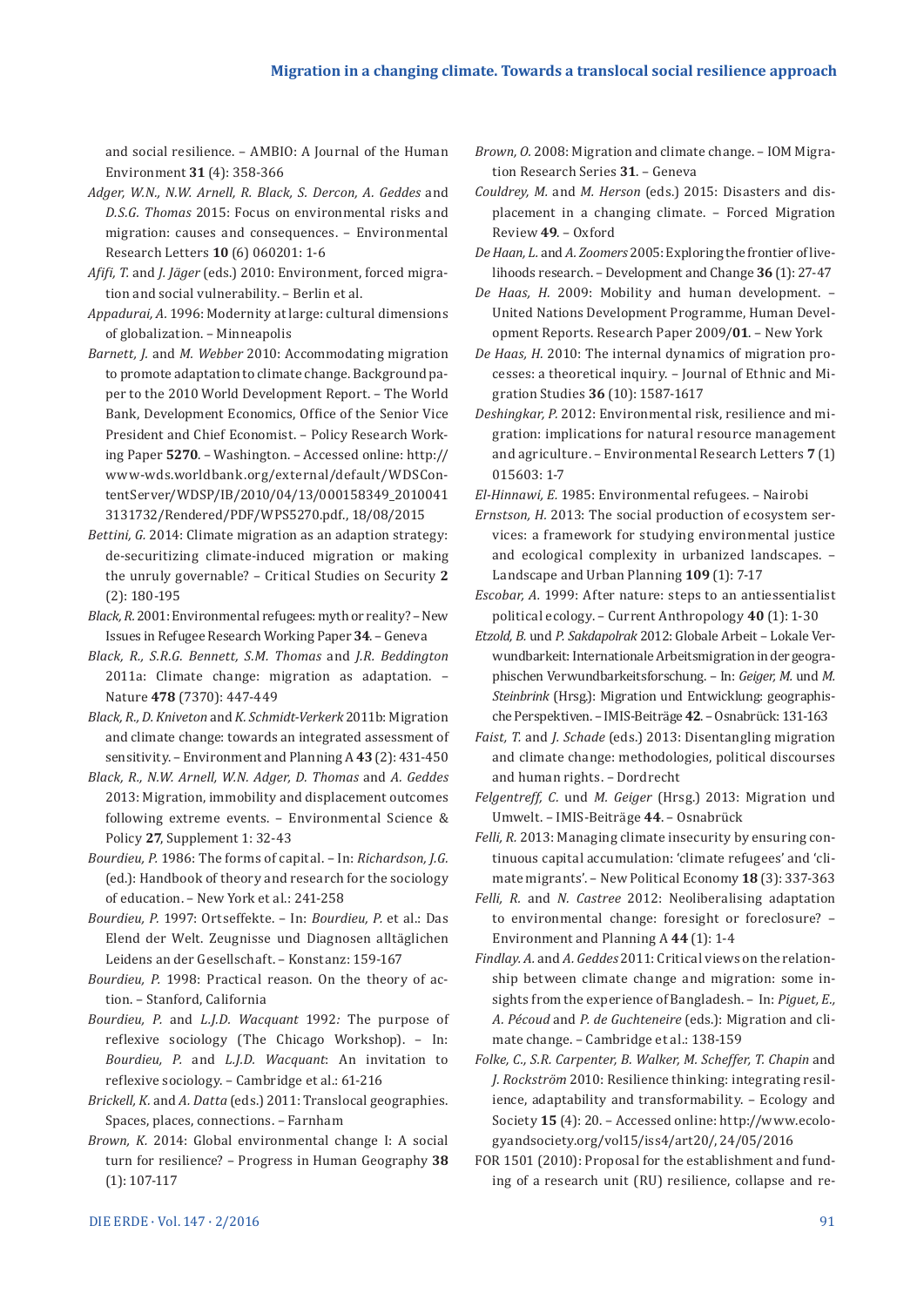and social resilience. – AMBIO: A Journal of the Human Environment **31** (4): 358-366

*Adger, W.N., N.W. Arnell, R. Black, S. Dercon, A. Geddes* and *D.S.G. Thomas* 2015: Focus on environmental risks and migration: causes and consequences. – Environmental Research Letters **10** (6) 060201: 1-6

*Afifi, T.* and *J. Jäger* (eds.) 2010: Environment, forced migration and social vulnerability. – Berlin et al.

*Appadurai, A.* 1996: Modernity at large: cultural dimensions of globalization. – Minneapolis

*Barnett, J.* and *M. Webber* 2010: Accommodating migration to promote adaptation to climate change. Background paper to the 2010 World Development Report. – The World Bank, Development Economics, Office of the Senior Vice President and Chief Economist. – Policy Research Working Paper **5270**. – Washington. – Accessed online: http://www-wds.worldbank.org/external/default/WDSContentServer/WDSP/IB/2010/04/13/000158349_20100413131732/Rendered/PDF/WPS5270.pdf., 18/08/2015

*Bettini, G.* 2014: Climate migration as an adaption strategy: de-securitizing climate-induced migration or making the unruly governable? – Critical Studies on Security **2** (2): 180-195

*Black, R.* 2001: Environmental refugees: myth or reality? – New Issues in Refugee Research Working Paper **34**. – Geneva

*Black, R., S.R.G. Bennett, S.M. Thomas* and *J.R. Beddington* 2011a: Climate change: migration as adaptation. – Nature **478** (7370): 447-449

*Black, R., D. Kniveton* and *K. Schmidt-Verkerk* 2011b: Migration and climate change: towards an integrated assessment of sensitivity. – Environment and Planning A **43** (2): 431-450

*Black, R., N.W. Arnell, W.N. Adger, D. Thomas* and *A. Geddes* 2013: Migration, immobility and displacement outcomes following extreme events. – Environmental Science & Policy **27**, Supplement 1: 32-43

*Bourdieu, P.* 1986: The forms of capital. – In: *Richardson, J.G.* (ed.): Handbook of theory and research for the sociology of education. – New York et al.: 241-258

*Bourdieu, P.* 1997: Ortseffekte. – In: *Bourdieu, P.* et al.: Das Elend der Welt. Zeugnisse und Diagnosen alltäglichen Leidens an der Gesellschaft. – Konstanz: 159-167

*Bourdieu, P.* 1998: Practical reason. On the theory of action. – Stanford, California

*Bourdieu, P.* and *L.J.D. Wacquant* 1992*:* The purpose of reflexive sociology (The Chicago Workshop). – In: *Bourdieu, P.* and *L.J.D. Wacquant*: An invitation to reflexive sociology. – Cambridge et al.: 61-216

*Brickell, K.* and *A. Datta* (eds.) 2011: Translocal geographies. Spaces, places, connections. – Farnham

*Brown, K.* 2014: Global environmental change I: A social turn for resilience? – Progress in Human Geography **38** (1): 107-117

*Brown, O.* 2008: Migration and climate change. – IOM Migration Research Series **31**. – Geneva

*Couldrey, M.* and *M. Herson* (eds.) 2015: Disasters and displacement in a changing climate. – Forced Migration Review **49**. – Oxford

*De Haan, L.* and *A. Zoomers* 2005: Exploring the frontier of livelihoods research. – Development and Change **36** (1): 27-47

*De Haas, H.* 2009: Mobility and human development. – United Nations Development Programme, Human Development Reports. Research Paper 2009/**01**. – New York

*De Haas, H.* 2010: The internal dynamics of migration processes: a theoretical inquiry. – Journal of Ethnic and Migration Studies **36** (10): 1587-1617

*Deshingkar, P.* 2012: Environmental risk, resilience and migration: implications for natural resource management and agriculture. – Environmental Research Letters **7** (1) 015603: 1-7

*El-Hinnawi, E.* 1985: Environmental refugees. – Nairobi

*Ernstson, H.* 2013: The social production of ecosystem services: a framework for studying environmental justice and ecological complexity in urbanized landscapes. – Landscape and Urban Planning **109** (1): 7-17

*Escobar, A.* 1999: After nature: steps to an antiessentialist political ecology. – Current Anthropology **40** (1): 1-30

*Etzold, B.* und *P. Sakdapolrak* 2012: Globale Arbeit – Lokale Verwundbarkeit: Internationale Arbeitsmigration in der geographischen Verwundbarkeitsforschung. – In: *Geiger, M.* und *M. Steinbrink* (Hrsg.): Migration und Entwicklung: geographische Perspektiven. – IMIS-Beiträge **42**. – Osnabrück: 131-163

*Faist, T.* and *J. Schade* (eds.) 2013: Disentangling migration and climate change: methodologies, political discourses and human rights. – Dordrecht

*Felgentreff, C.* und *M. Geiger* (Hrsg.) 2013: Migration und Umwelt. – IMIS-Beiträge **44**. – Osnabrück

*Felli, R.* 2013: Managing climate insecurity by ensuring continuous capital accumulation: 'climate refugees' and 'climate migrants'. – New Political Economy **18** (3): 337-363

*Felli, R.* and *N. Castree* 2012: Neoliberalising adaptation to environmental change: foresight or foreclosure? – Environment and Planning A **44** (1): 1-4

*Findlay, A.* and *A. Geddes* 2011: Critical views on the relationship between climate change and migration: some insights from the experience of Bangladesh. – In: *Piguet, E., A. Pécoud* and *P. de Guchteneire* (eds.): Migration and climate change. – Cambridge et al.: 138-159

*Folke, C., S.R. Carpenter, B. Walker, M. Scheffer, T. Chapin* and *J. Rockström* 2010: Resilience thinking: integrating resilience, adaptability and transformability. – Ecology and Society **15** (4): 20. – Accessed online: http://www.ecologyandsociety.org/vol15/iss4/art20/, 24/05/2016

FOR 1501 (2010): Proposal for the establishment and funding of a research unit (RU) resilience, collapse and re-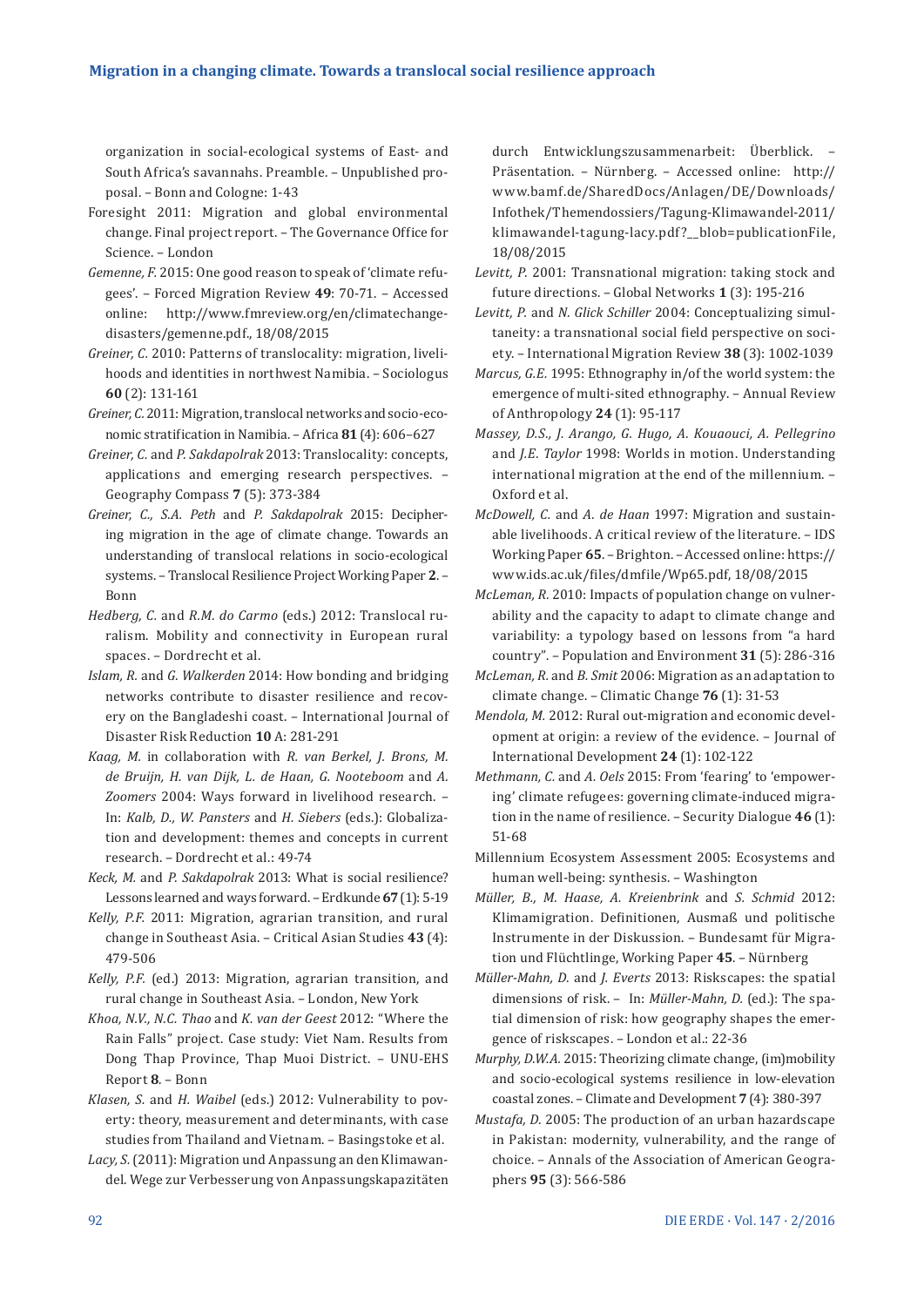organization in social-ecological systems of East- and South Africa's savannahs. Preamble. – Unpublished proposal. – Bonn and Cologne: 1-43

Foresight 2011: Migration and global environmental change. Final project report. – The Governance Office for Science. – London

*Gemenne, F.* 2015: One good reason to speak of 'climate refugees'. – Forced Migration Review **49**: 70-71. – Accessed online: http://www.fmreview.org/en/climatechange-disasters/gemenne.pdf., 18/08/2015

*Greiner, C.* 2010: Patterns of translocality: migration, livelihoods and identities in northwest Namibia. – Sociologus **60** (2): 131-161

*Greiner, C.* 2011: Migration, translocal networks and socio-economic stratification in Namibia. – Africa **81** (4): 606–627

*Greiner, C.* and *P. Sakdapolrak* 2013: Translocality: concepts, applications and emerging research perspectives. – Geography Compass **7** (5): 373-384

*Greiner, C., S.A. Peth* and *P. Sakdapolrak* 2015: Deciphering migration in the age of climate change. Towards an understanding of translocal relations in socio-ecological systems. – Translocal Resilience Project Working Paper **2**. – Bonn

*Hedberg, C.* and *R.M. do Carmo* (eds.) 2012: Translocal ruralism. Mobility and connectivity in European rural spaces. – Dordrecht et al.

*Islam, R.* and *G. Walkerden* 2014: How bonding and bridging networks contribute to disaster resilience and recovery on the Bangladeshi coast. – International Journal of Disaster Risk Reduction **10** A: 281-291

*Kaag, M.* in collaboration with *R. van Berkel, J. Brons, M. de Bruijn, H. van Dijk, L. de Haan, G. Nooteboom* and *A. Zoomers* 2004: Ways forward in livelihood research. – In: *Kalb, D., W. Pansters* and *H. Siebers* (eds.): Globalization and development: themes and concepts in current research. – Dordrecht et al.: 49-74

*Keck, M.* and *P. Sakdapolrak* 2013: What is social resilience? Lessons learned and ways forward. – Erdkunde **67** (1): 5-19

*Kelly, P.F.* 2011: Migration, agrarian transition, and rural change in Southeast Asia. – Critical Asian Studies **43** (4): 479-506

*Kelly, P.F.* (ed.) 2013: Migration, agrarian transition, and rural change in Southeast Asia. – London, New York

*Khoa, N.V., N.C. Thao* and *K. van der Geest* 2012: "Where the Rain Falls" project. Case study: Viet Nam. Results from Dong Thap Province, Thap Muoi District. – UNU-EHS Report **8**. – Bonn

*Klasen, S.* and *H. Waibel* (eds.) 2012: Vulnerability to poverty: theory, measurement and determinants, with case studies from Thailand and Vietnam. – Basingstoke et al.

*Lacy, S.* (2011): Migration und Anpassung an den Klimawandel. Wege zur Verbesserung von Anpassungskapazitäten durch Entwicklungszusammenarbeit: Überblick. – Präsentation. – Nürnberg. – Accessed online: http://www.bamf.de/SharedDocs/Anlagen/DE/Downloads/Infothek/Themendossiers/Tagung-Klimawandel-2011/klimawandel-tagung-lacy.pdf?__blob=publicationFile, 18/08/2015

*Levitt, P.* 2001: Transnational migration: taking stock and future directions. – Global Networks **1** (3): 195-216

*Levitt, P.* and *N. Glick Schiller* 2004: Conceptualizing simultaneity: a transnational social field perspective on society. – International Migration Review **38** (3): 1002-1039

*Marcus, G.E.* 1995: Ethnography in/of the world system: the emergence of multi-sited ethnography. – Annual Review of Anthropology **24** (1): 95-117

*Massey, D.S., J. Arango, G. Hugo, A. Kouaouci, A. Pellegrino* and *J.E. Taylor* 1998: Worlds in motion. Understanding international migration at the end of the millennium. – Oxford et al.

*McDowell, C.* and *A. de Haan* 1997: Migration and sustainable livelihoods. A critical review of the literature. – IDS Working Paper **65**. – Brighton. – Accessed online: https://www.ids.ac.uk/files/dmfile/Wp65.pdf, 18/08/2015

*McLeman, R.* 2010: Impacts of population change on vulnerability and the capacity to adapt to climate change and variability: a typology based on lessons from "a hard country". – Population and Environment **31** (5): 286-316

*McLeman, R.* and *B. Smit* 2006: Migration as an adaptation to climate change. – Climatic Change **76** (1): 31-53

*Mendola, M.* 2012: Rural out-migration and economic development at origin: a review of the evidence. – Journal of International Development **24** (1): 102-122

*Methmann, C.* and *A. Oels* 2015: From 'fearing' to 'empowering' climate refugees: governing climate-induced migration in the name of resilience. – Security Dialogue **46** (1): 51-68

Millennium Ecosystem Assessment 2005: Ecosystems and human well-being: synthesis. – Washington

*Müller, B., M. Haase, A. Kreienbrink* and *S. Schmid* 2012: Klimamigration. Definitionen, Ausmaß und politische Instrumente in der Diskussion. – Bundesamt für Migration und Flüchtlinge, Working Paper **45**. – Nürnberg

*Müller-Mahn, D.* and *J. Everts* 2013: Riskscapes: the spatial dimensions of risk. – In: *Müller-Mahn, D.* (ed.): The spatial dimension of risk: how geography shapes the emergence of riskscapes. – London et al.: 22-36

*Murphy, D.W.A.* 2015: Theorizing climate change, (im)mobility and socio-ecological systems resilience in low-elevation coastal zones. – Climate and Development **7** (4): 380-397

*Mustafa, D.* 2005: The production of an urban hazardscape in Pakistan: modernity, vulnerability, and the range of choice. – Annals of the Association of American Geographers **95** (3): 566-586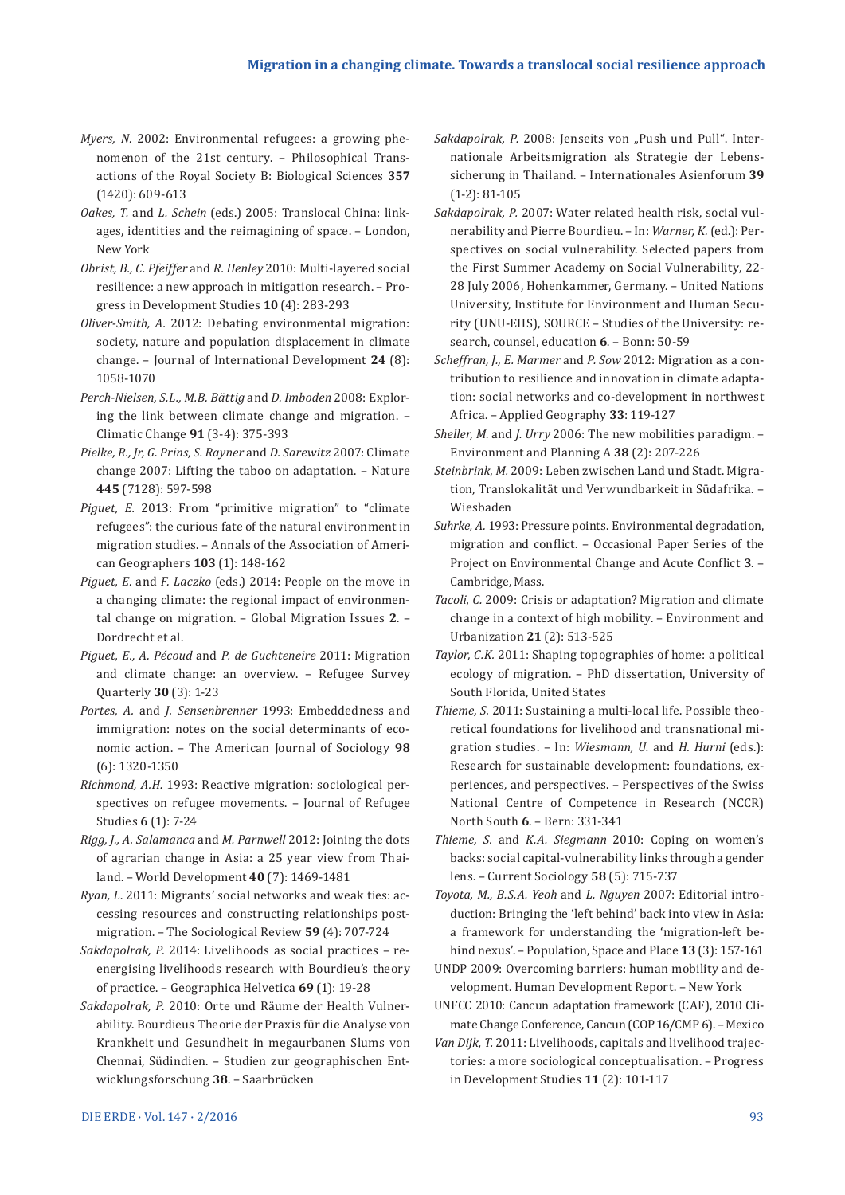*Myers, N.* 2002: Environmental refugees: a growing phenomenon of the 21st century. – Philosophical Transactions of the Royal Society B: Biological Sciences **357** (1420): 609-613

*Oakes, T.* and *L. Schein* (eds.) 2005: Translocal China: linkages, identities and the reimagining of space. – London, New York

*Obrist, B., C. Pfeiffer* and *R. Henley* 2010: Multi-layered social resilience: a new approach in mitigation research. – Progress in Development Studies **10** (4): 283-293

*Oliver-Smith, A.* 2012: Debating environmental migration: society, nature and population displacement in climate change. – Journal of International Development **24** (8): 1058-1070

*Perch-Nielsen, S.L., M.B. Bättig* and *D. Imboden* 2008: Exploring the link between climate change and migration. – Climatic Change **91** (3-4): 375-393

*Pielke, R., Jr, G. Prins, S. Rayner* and *D. Sarewitz* 2007: Climate change 2007: Lifting the taboo on adaptation. – Nature **445** (7128): 597-598

*Piguet, E.* 2013: From "primitive migration" to "climate refugees": the curious fate of the natural environment in migration studies. – Annals of the Association of American Geographers **103** (1): 148-162

*Piguet, E.* and *F. Laczko* (eds.) 2014: People on the move in a changing climate: the regional impact of environmental change on migration. – Global Migration Issues **2**. – Dordrecht et al.

*Piguet, E., A. Pécoud* and *P. de Guchteneire* 2011: Migration and climate change: an overview. – Refugee Survey Quarterly **30** (3): 1-23

*Portes, A.* and *J. Sensenbrenner* 1993: Embeddedness and immigration: notes on the social determinants of economic action. – The American Journal of Sociology **98** (6): 1320-1350

*Richmond, A.H.* 1993: Reactive migration: sociological perspectives on refugee movements. – Journal of Refugee Studies **6** (1): 7-24

*Rigg, J., A. Salamanca* and *M. Parnwell* 2012: Joining the dots of agrarian change in Asia: a 25 year view from Thailand. – World Development **40** (7): 1469-1481

*Ryan, L.* 2011: Migrants' social networks and weak ties: accessing resources and constructing relationships post-migration. – The Sociological Review **59** (4): 707-724

*Sakdapolrak, P.* 2014: Livelihoods as social practices – re-energising livelihoods research with Bourdieu's theory of practice. – Geographica Helvetica **69** (1): 19-28

*Sakdapolrak, P.* 2010: Orte und Räume der Health Vulnerability. Bourdieus Theorie der Praxis für die Analyse von Krankheit und Gesundheit in megaurbanen Slums von Chennai, Südindien. – Studien zur geographischen Entwicklungsforschung **38**. – Saarbrücken

*Sakdapolrak, P.* 2008: Jenseits von „Push und Pull". Internationale Arbeitsmigration als Strategie der Lebenssicherung in Thailand. – Internationales Asienforum **39** (1-2): 81-105

*Sakdapolrak, P.* 2007: Water related health risk, social vulnerability and Pierre Bourdieu. – In: *Warner, K.* (ed.): Perspectives on social vulnerability. Selected papers from the First Summer Academy on Social Vulnerability, 22-28 July 2006, Hohenkammer, Germany. – United Nations University, Institute for Environment and Human Security (UNU-EHS), SOURCE – Studies of the University: research, counsel, education **6**. – Bonn: 50-59

*Scheffran, J., E. Marmer* and *P. Sow* 2012: Migration as a contribution to resilience and innovation in climate adaptation: social networks and co-development in northwest Africa. – Applied Geography **33**: 119-127

*Sheller, M.* and *J. Urry* 2006: The new mobilities paradigm. – Environment and Planning A **38** (2): 207-226

*Steinbrink, M.* 2009: Leben zwischen Land und Stadt. Migration, Translokalität und Verwundbarkeit in Südafrika. – Wiesbaden

*Suhrke, A.* 1993: Pressure points. Environmental degradation, migration and conflict. – Occasional Paper Series of the Project on Environmental Change and Acute Conflict **3**. – Cambridge, Mass.

*Tacoli, C.* 2009: Crisis or adaptation? Migration and climate change in a context of high mobility. – Environment and Urbanization **21** (2): 513-525

*Taylor, C.K.* 2011: Shaping topographies of home: a political ecology of migration. – PhD dissertation, University of South Florida, United States

*Thieme, S.* 2011: Sustaining a multi-local life. Possible theoretical foundations for livelihood and transnational migration studies. – In: *Wiesmann, U.* and *H. Hurni* (eds.): Research for sustainable development: foundations, experiences, and perspectives. – Perspectives of the Swiss National Centre of Competence in Research (NCCR) North South **6**. – Bern: 331-341

*Thieme, S.* and *K.A. Siegmann* 2010: Coping on women's backs: social capital-vulnerability links through a gender lens. – Current Sociology **58** (5): 715-737

*Toyota, M., B.S.A. Yeoh* and *L. Nguyen* 2007: Editorial introduction: Bringing the 'left behind' back into view in Asia: a framework for understanding the 'migration-left behind nexus'. – Population, Space and Place **13** (3): 157-161

UNDP 2009: Overcoming barriers: human mobility and development. Human Development Report. – New York

UNFCC 2010: Cancun adaptation framework (CAF), 2010 Climate Change Conference, Cancun (COP 16/CMP 6). – Mexico

*Van Dijk, T.* 2011: Livelihoods, capitals and livelihood trajectories: a more sociological conceptualisation. – Progress in Development Studies **11** (2): 101-117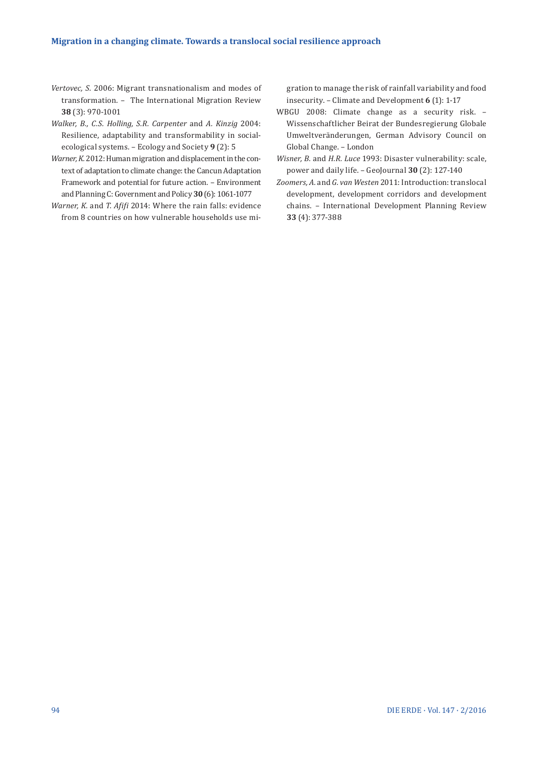*Vertovec, S.* 2006: Migrant transnationalism and modes of transformation. – The International Migration Review **38** (3): 970-1001

*Walker, B., C.S. Holling, S.R. Carpenter* and *A. Kinzig* 2004: Resilience, adaptability and transformability in social-ecological systems. – Ecology and Society **9** (2): 5

*Warner, K.* 2012: Human migration and displacement in the context of adaptation to climate change: the Cancun Adaptation Framework and potential for future action. – Environment and Planning C: Government and Policy **30** (6): 1061-1077

*Warner, K.* and *T. Afifi* 2014: Where the rain falls: evidence from 8 countries on how vulnerable households use migration to manage the risk of rainfall variability and food insecurity. – Climate and Development **6** (1): 1-17

WBGU 2008: Climate change as a security risk. – Wissenschaftlicher Beirat der Bundesregierung Globale Umweltveränderungen, German Advisory Council on Global Change. – London

*Wisner, B.* and *H.R. Luce* 1993: Disaster vulnerability: scale, power and daily life. – GeoJournal **30** (2): 127-140

*Zoomers, A.* and *G. van Westen* 2011: Introduction: translocal development, development corridors and development chains. – International Development Planning Review **33** (4): 377-388